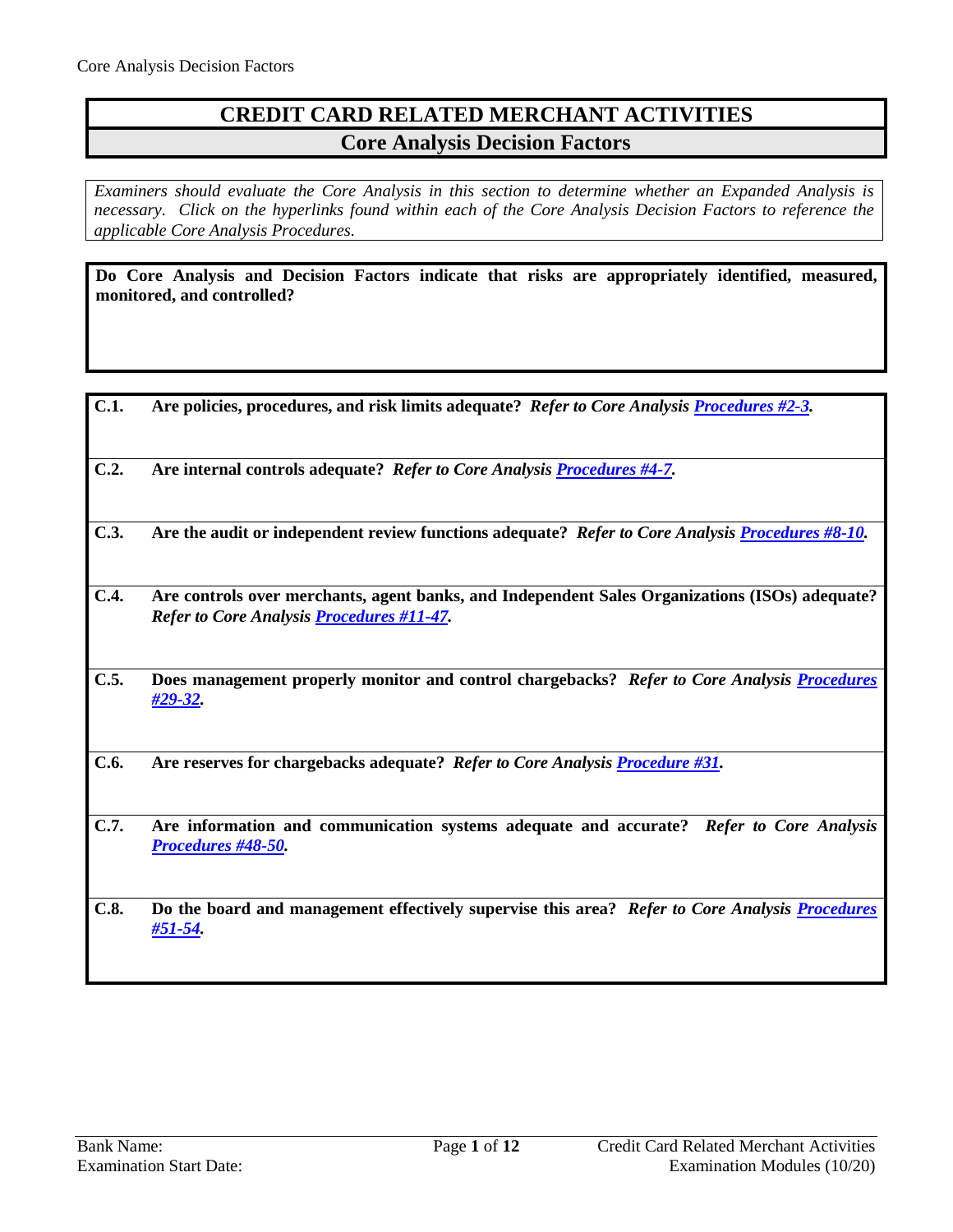# CREDIT CARD RELATED MERCHANT ACTIVITIES

## Core Analysis Decision Factors

*Examiners should evaluate the Core Analysis in this section to determine whether an Expanded Analysis is necessary. Click on the hyperlinks found within each of the Core Analysis Decision Factors to reference the applicable Core Analysis Procedures.*

**Do Core Analysis and Decision Factors indicate that risks are appropriately identified, measured, monitored, and controlled?**

**C.1.** **Are policies, procedures, and risk limits adequate?** ***Refer to Core Analysis Procedures #2-3.***

**C.2.** **Are internal controls adequate?** ***Refer to Core Analysis Procedures #4-7.***

**C.3.** **Are the audit or independent review functions adequate?** ***Refer to Core Analysis Procedures #8-10.***

**C.4.** **Are controls over merchants, agent banks, and Independent Sales Organizations (ISOs) adequate?** ***Refer to Core Analysis Procedures #11-47.***

**C.5.** **Does management properly monitor and control chargebacks?** ***Refer to Core Analysis Procedures #29-32.***

**C.6.** **Are reserves for chargebacks adequate?** ***Refer to Core Analysis Procedure #31.***

**C.7.** **Are information and communication systems adequate and accurate?** ***Refer to Core Analysis Procedures #48-50.***

**C.8.** **Do the board and management effectively supervise this area?** ***Refer to Core Analysis Procedures #51-54.***

Bank Name:
Examination Start Date: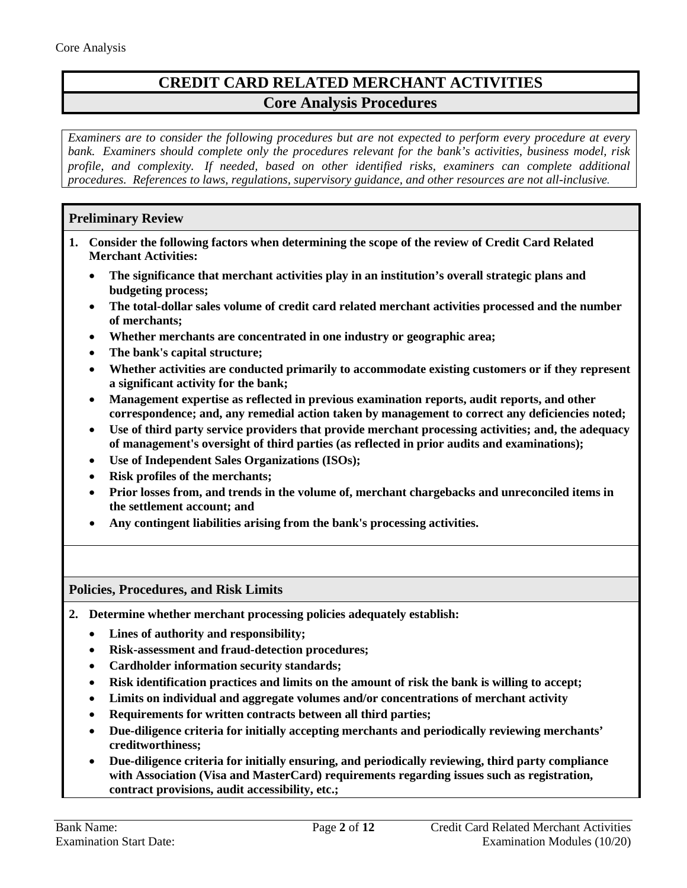# CREDIT CARD RELATED MERCHANT ACTIVITIES

## Core Analysis Procedures

*Examiners are to consider the following procedures but are not expected to perform every procedure at every bank. Examiners should complete only the procedures relevant for the bank's activities, business model, risk profile, and complexity. If needed, based on other identified risks, examiners can complete additional procedures. References to laws, regulations, supervisory guidance, and other resources are not all-inclusive.*

### Preliminary Review

1. **Consider the following factors when determining the scope of the review of Credit Card Related Merchant Activities:**
   - **The significance that merchant activities play in an institution's overall strategic plans and budgeting process;**
   - **The total-dollar sales volume of credit card related merchant activities processed and the number of merchants;**
   - **Whether merchants are concentrated in one industry or geographic area;**
   - **The bank's capital structure;**
   - **Whether activities are conducted primarily to accommodate existing customers or if they represent a significant activity for the bank;**
   - **Management expertise as reflected in previous examination reports, audit reports, and other correspondence; and, any remedial action taken by management to correct any deficiencies noted;**
   - **Use of third party service providers that provide merchant processing activities; and, the adequacy of management's oversight of third parties (as reflected in prior audits and examinations);**
   - **Use of Independent Sales Organizations (ISOs);**
   - **Risk profiles of the merchants;**
   - **Prior losses from, and trends in the volume of, merchant chargebacks and unreconciled items in the settlement account; and**
   - **Any contingent liabilities arising from the bank's processing activities.**

### Policies, Procedures, and Risk Limits

2. **Determine whether merchant processing policies adequately establish:**
   - **Lines of authority and responsibility;**
   - **Risk-assessment and fraud-detection procedures;**
   - **Cardholder information security standards;**
   - **Risk identification practices and limits on the amount of risk the bank is willing to accept;**
   - **Limits on individual and aggregate volumes and/or concentrations of merchant activity**
   - **Requirements for written contracts between all third parties;**
   - **Due-diligence criteria for initially accepting merchants and periodically reviewing merchants' creditworthiness;**
   - **Due-diligence criteria for initially ensuring, and periodically reviewing, third party compliance with Association (Visa and MasterCard) requirements regarding issues such as registration, contract provisions, audit accessibility, etc.;**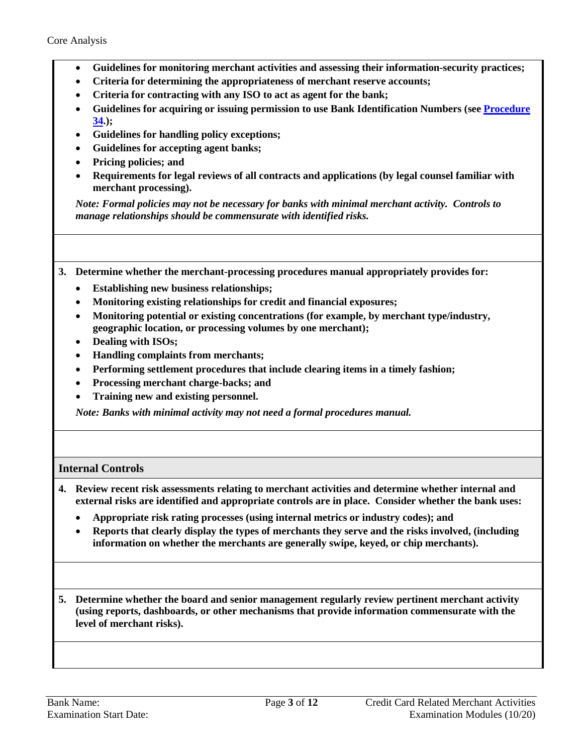- **Guidelines for monitoring merchant activities and assessing their information-security practices;**
- **Criteria for determining the appropriateness of merchant reserve accounts;**
- **Criteria for contracting with any ISO to act as agent for the bank;**
- **Guidelines for acquiring or issuing permission to use Bank Identification Numbers (see Procedure 34.);**
- **Guidelines for handling policy exceptions;**
- **Guidelines for accepting agent banks;**
- **Pricing policies; and**
- **Requirements for legal reviews of all contracts and applications (by legal counsel familiar with merchant processing).**

***Note: Formal policies may not be necessary for banks with minimal merchant activity. Controls to manage relationships should be commensurate with identified risks.***

**3. Determine whether the merchant-processing procedures manual appropriately provides for:**

- **Establishing new business relationships;**
- **Monitoring existing relationships for credit and financial exposures;**
- **Monitoring potential or existing concentrations (for example, by merchant type/industry, geographic location, or processing volumes by one merchant);**
- **Dealing with ISOs;**
- **Handling complaints from merchants;**
- **Performing settlement procedures that include clearing items in a timely fashion;**
- **Processing merchant charge-backs; and**
- **Training new and existing personnel.**

***Note: Banks with minimal activity may not need a formal procedures manual.***

## Internal Controls

**4. Review recent risk assessments relating to merchant activities and determine whether internal and external risks are identified and appropriate controls are in place. Consider whether the bank uses:**

- **Appropriate risk rating processes (using internal metrics or industry codes); and**
- **Reports that clearly display the types of merchants they serve and the risks involved, (including information on whether the merchants are generally swipe, keyed, or chip merchants).**

**5. Determine whether the board and senior management regularly review pertinent merchant activity (using reports, dashboards, or other mechanisms that provide information commensurate with the level of merchant risks).**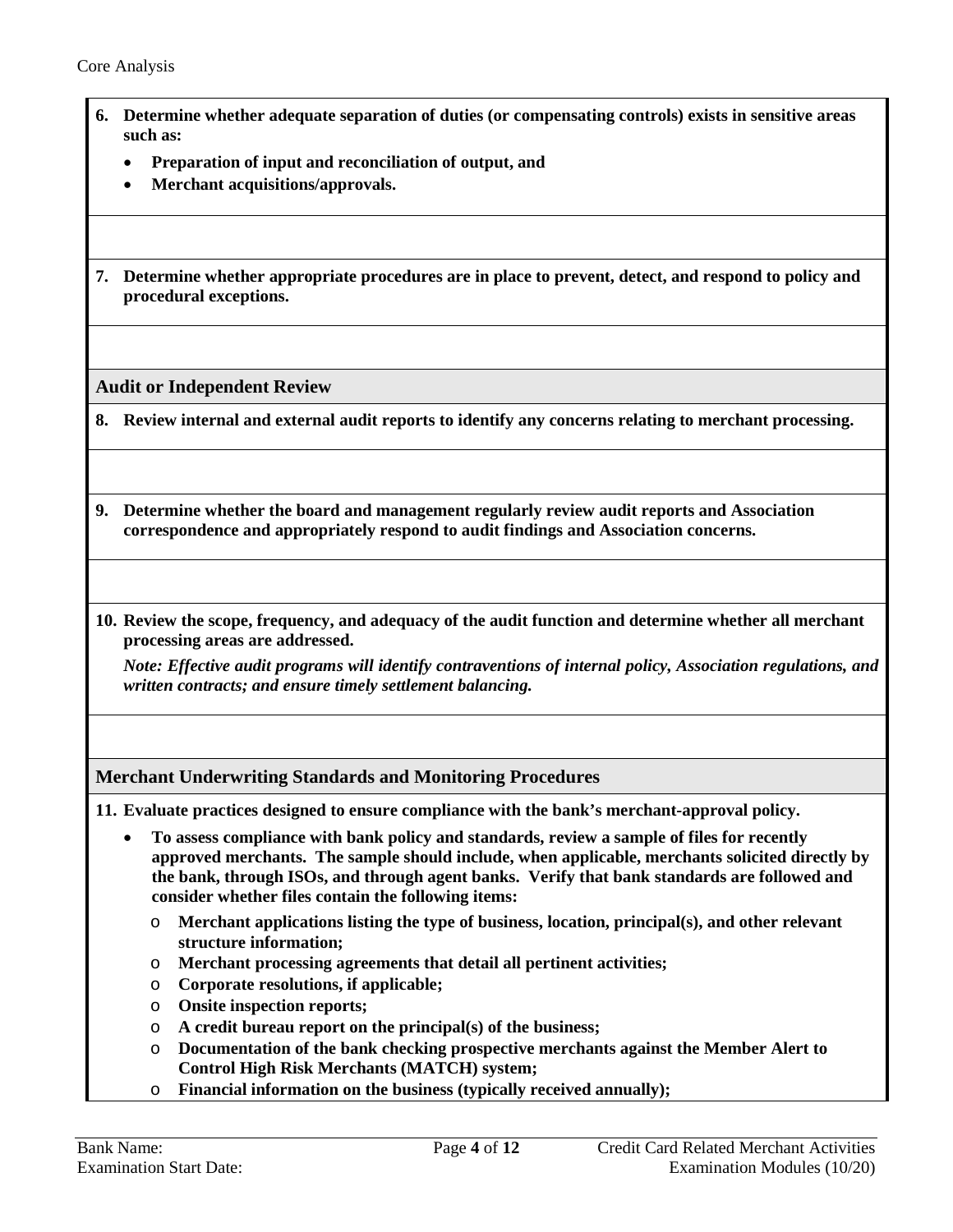**6. Determine whether adequate separation of duties (or compensating controls) exists in sensitive areas such as:**

- **Preparation of input and reconciliation of output, and**
- **Merchant acquisitions/approvals.**

**7. Determine whether appropriate procedures are in place to prevent, detect, and respond to policy and procedural exceptions.**

## Audit or Independent Review

**8. Review internal and external audit reports to identify any concerns relating to merchant processing.**

**9. Determine whether the board and management regularly review audit reports and Association correspondence and appropriately respond to audit findings and Association concerns.**

**10. Review the scope, frequency, and adequacy of the audit function and determine whether all merchant processing areas are addressed.**

***Note: Effective audit programs will identify contraventions of internal policy, Association regulations, and written contracts; and ensure timely settlement balancing.***

## Merchant Underwriting Standards and Monitoring Procedures

**11. Evaluate practices designed to ensure compliance with the bank's merchant-approval policy.**

- **To assess compliance with bank policy and standards, review a sample of files for recently approved merchants. The sample should include, when applicable, merchants solicited directly by the bank, through ISOs, and through agent banks. Verify that bank standards are followed and consider whether files contain the following items:**
  - **Merchant applications listing the type of business, location, principal(s), and other relevant structure information;**
  - **Merchant processing agreements that detail all pertinent activities;**
  - **Corporate resolutions, if applicable;**
  - **Onsite inspection reports;**
  - **A credit bureau report on the principal(s) of the business;**
  - **Documentation of the bank checking prospective merchants against the Member Alert to Control High Risk Merchants (MATCH) system;**
  - **Financial information on the business (typically received annually);**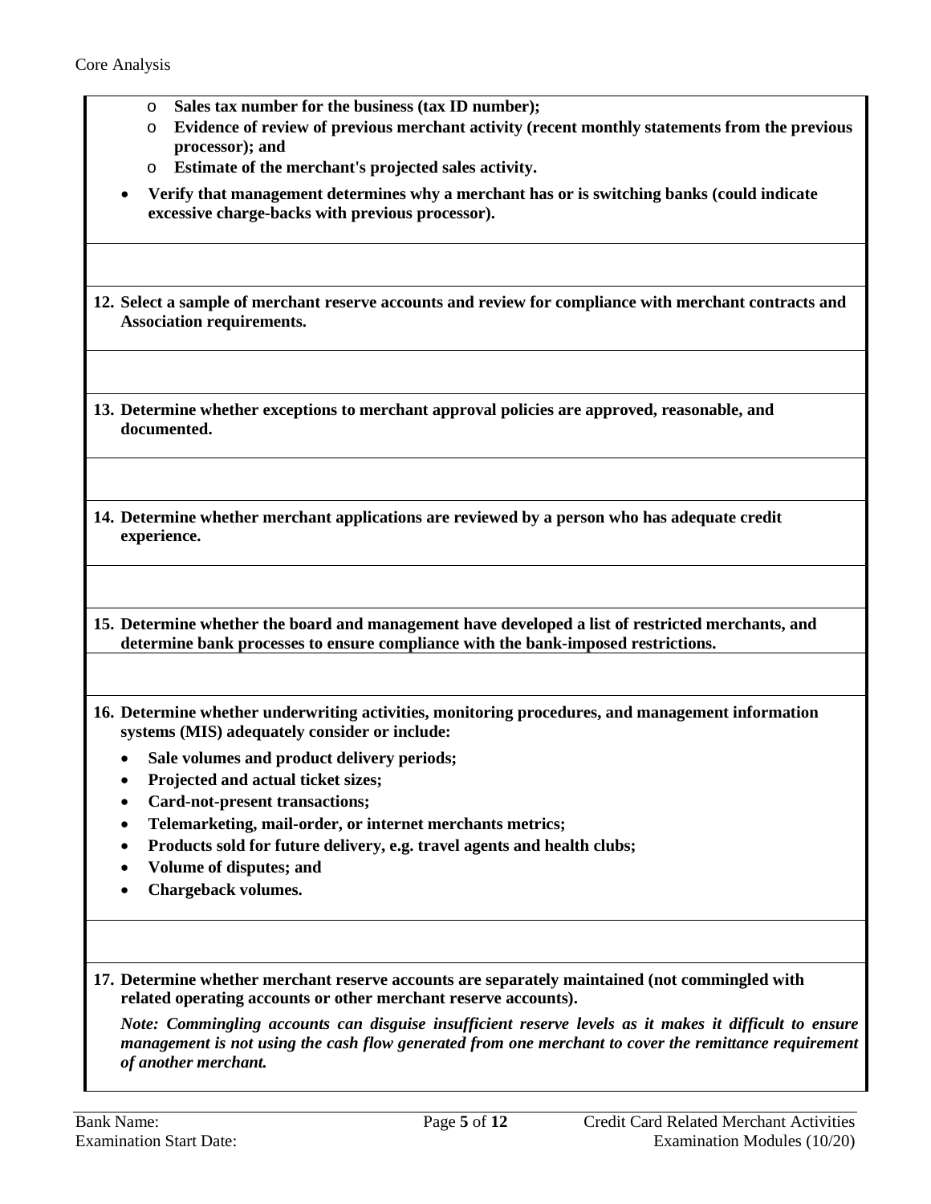- **Sales tax number for the business (tax ID number);**
- **Evidence of review of previous merchant activity (recent monthly statements from the previous processor); and**
- **Estimate of the merchant's projected sales activity.**

- **Verify that management determines why a merchant has or is switching banks (could indicate excessive charge-backs with previous processor).**

**12. Select a sample of merchant reserve accounts and review for compliance with merchant contracts and Association requirements.**

**13. Determine whether exceptions to merchant approval policies are approved, reasonable, and documented.**

**14. Determine whether merchant applications are reviewed by a person who has adequate credit experience.**

**15. Determine whether the board and management have developed a list of restricted merchants, and determine bank processes to ensure compliance with the bank-imposed restrictions.**

**16. Determine whether underwriting activities, monitoring procedures, and management information systems (MIS) adequately consider or include:**

- **Sale volumes and product delivery periods;**
- **Projected and actual ticket sizes;**
- **Card-not-present transactions;**
- **Telemarketing, mail-order, or internet merchants metrics;**
- **Products sold for future delivery, e.g. travel agents and health clubs;**
- **Volume of disputes; and**
- **Chargeback volumes.**

**17. Determine whether merchant reserve accounts are separately maintained (not commingled with related operating accounts or other merchant reserve accounts).**

***Note: Commingling accounts can disguise insufficient reserve levels as it makes it difficult to ensure management is not using the cash flow generated from one merchant to cover the remittance requirement of another merchant.***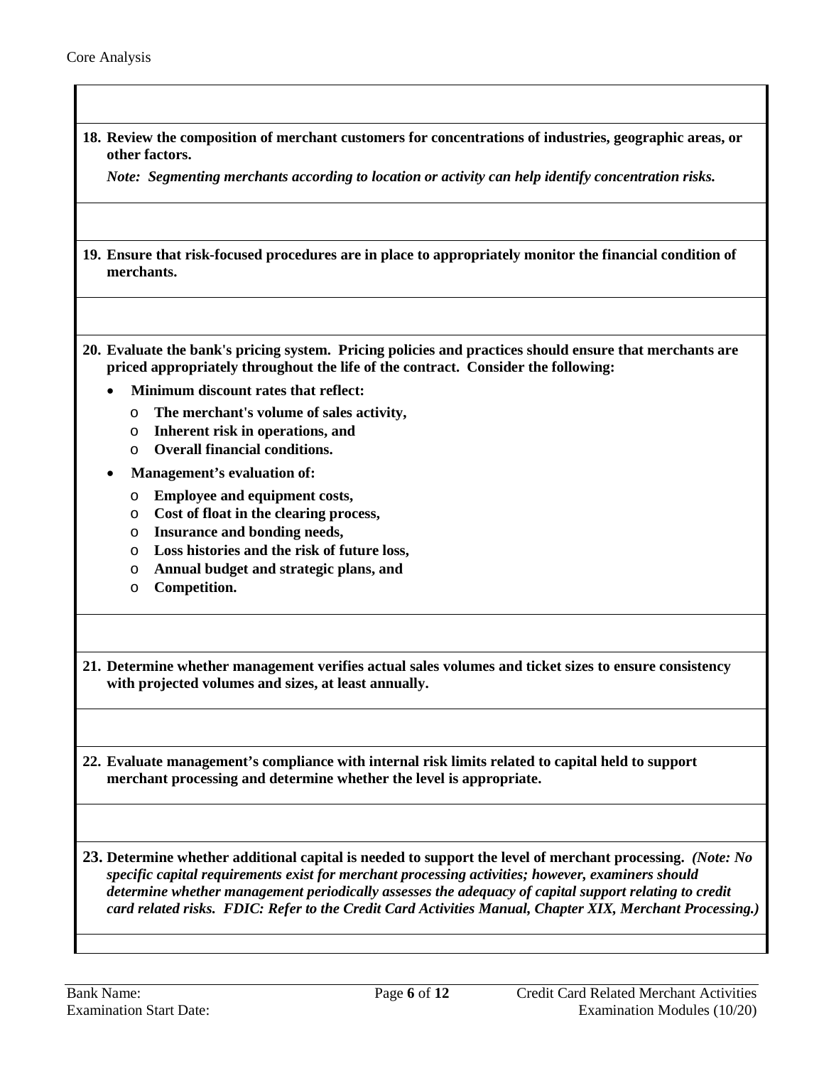**18. Review the composition of merchant customers for concentrations of industries, geographic areas, or other factors.**

***Note: Segmenting merchants according to location or activity can help identify concentration risks.***

**19. Ensure that risk-focused procedures are in place to appropriately monitor the financial condition of merchants.**

**20. Evaluate the bank's pricing system. Pricing policies and practices should ensure that merchants are priced appropriately throughout the life of the contract. Consider the following:**

- **Minimum discount rates that reflect:**
  - **The merchant's volume of sales activity,**
  - **Inherent risk in operations, and**
  - **Overall financial conditions.**
- **Management's evaluation of:**
  - **Employee and equipment costs,**
  - **Cost of float in the clearing process,**
  - **Insurance and bonding needs,**
  - **Loss histories and the risk of future loss,**
  - **Annual budget and strategic plans, and**
  - **Competition.**

**21. Determine whether management verifies actual sales volumes and ticket sizes to ensure consistency with projected volumes and sizes, at least annually.**

**22. Evaluate management's compliance with internal risk limits related to capital held to support merchant processing and determine whether the level is appropriate.**

**23. Determine whether additional capital is needed to support the level of merchant processing.** ***(Note: No specific capital requirements exist for merchant processing activities; however, examiners should determine whether management periodically assesses the adequacy of capital support relating to credit card related risks. FDIC: Refer to the Credit Card Activities Manual, Chapter XIX, Merchant Processing.)***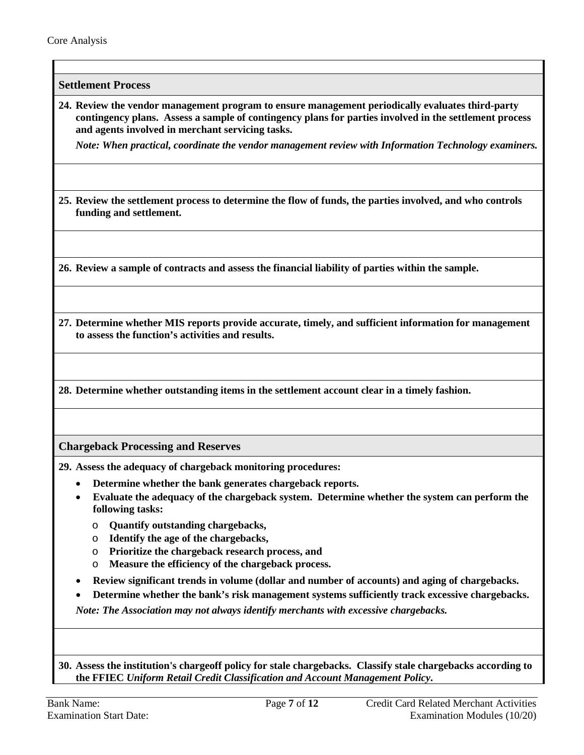## Settlement Process

**24. Review the vendor management program to ensure management periodically evaluates third-party contingency plans. Assess a sample of contingency plans for parties involved in the settlement process and agents involved in merchant servicing tasks.**

***Note: When practical, coordinate the vendor management review with Information Technology examiners.***

**25. Review the settlement process to determine the flow of funds, the parties involved, and who controls funding and settlement.**

**26. Review a sample of contracts and assess the financial liability of parties within the sample.**

**27. Determine whether MIS reports provide accurate, timely, and sufficient information for management to assess the function's activities and results.**

**28. Determine whether outstanding items in the settlement account clear in a timely fashion.**

## Chargeback Processing and Reserves

**29. Assess the adequacy of chargeback monitoring procedures:**

- **Determine whether the bank generates chargeback reports.**
- **Evaluate the adequacy of the chargeback system. Determine whether the system can perform the following tasks:**
  - **Quantify outstanding chargebacks,**
  - **Identify the age of the chargebacks,**
  - **Prioritize the chargeback research process, and**
  - **Measure the efficiency of the chargeback process.**
- **Review significant trends in volume (dollar and number of accounts) and aging of chargebacks.**
- **Determine whether the bank's risk management systems sufficiently track excessive chargebacks.**

***Note: The Association may not always identify merchants with excessive chargebacks.***

**30. Assess the institution's chargeoff policy for stale chargebacks. Classify stale chargebacks according to the FFIEC *Uniform Retail Credit Classification and Account Management Policy*.**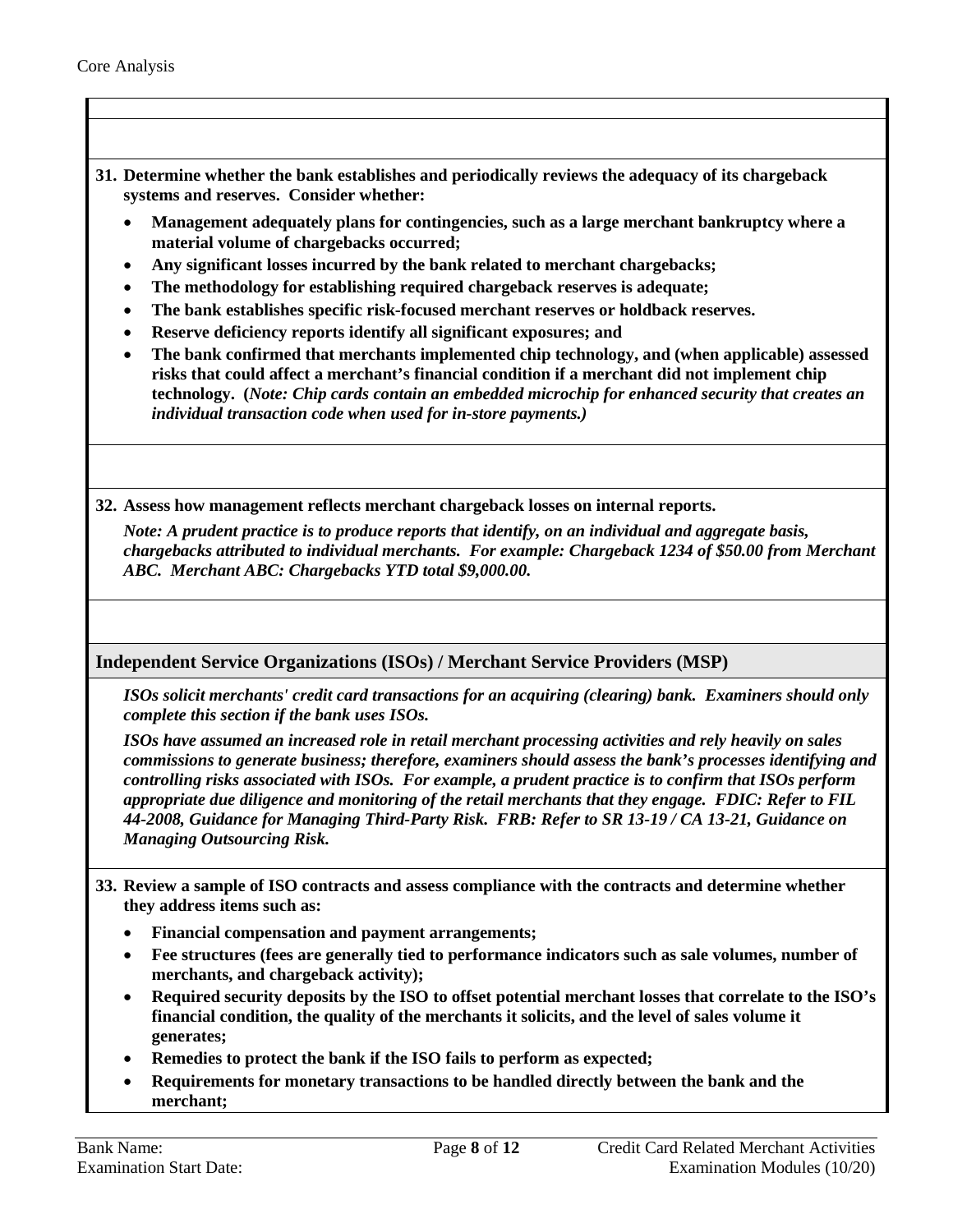**31. Determine whether the bank establishes and periodically reviews the adequacy of its chargeback systems and reserves. Consider whether:**

- **Management adequately plans for contingencies, such as a large merchant bankruptcy where a material volume of chargebacks occurred;**
- **Any significant losses incurred by the bank related to merchant chargebacks;**
- **The methodology for establishing required chargeback reserves is adequate;**
- **The bank establishes specific risk-focused merchant reserves or holdback reserves.**
- **Reserve deficiency reports identify all significant exposures; and**
- **The bank confirmed that merchants implemented chip technology, and (when applicable) assessed risks that could affect a merchant's financial condition if a merchant did not implement chip technology. (*Note: Chip cards contain an embedded microchip for enhanced security that creates an individual transaction code when used for in-store payments.*)**

**32. Assess how management reflects merchant chargeback losses on internal reports.**

***Note: A prudent practice is to produce reports that identify, on an individual and aggregate basis, chargebacks attributed to individual merchants. For example: Chargeback 1234 of $50.00 from Merchant ABC. Merchant ABC: Chargebacks YTD total $9,000.00.***

## Independent Service Organizations (ISOs) / Merchant Service Providers (MSP)

***ISOs solicit merchants' credit card transactions for an acquiring (clearing) bank. Examiners should only complete this section if the bank uses ISOs.***

***ISOs have assumed an increased role in retail merchant processing activities and rely heavily on sales commissions to generate business; therefore, examiners should assess the bank's processes identifying and controlling risks associated with ISOs. For example, a prudent practice is to confirm that ISOs perform appropriate due diligence and monitoring of the retail merchants that they engage. FDIC: Refer to FIL 44-2008, Guidance for Managing Third-Party Risk. FRB: Refer to SR 13-19 / CA 13-21, Guidance on Managing Outsourcing Risk.***

**33. Review a sample of ISO contracts and assess compliance with the contracts and determine whether they address items such as:**

- **Financial compensation and payment arrangements;**
- **Fee structures (fees are generally tied to performance indicators such as sale volumes, number of merchants, and chargeback activity);**
- **Required security deposits by the ISO to offset potential merchant losses that correlate to the ISO's financial condition, the quality of the merchants it solicits, and the level of sales volume it generates;**
- **Remedies to protect the bank if the ISO fails to perform as expected;**
- **Requirements for monetary transactions to be handled directly between the bank and the merchant;**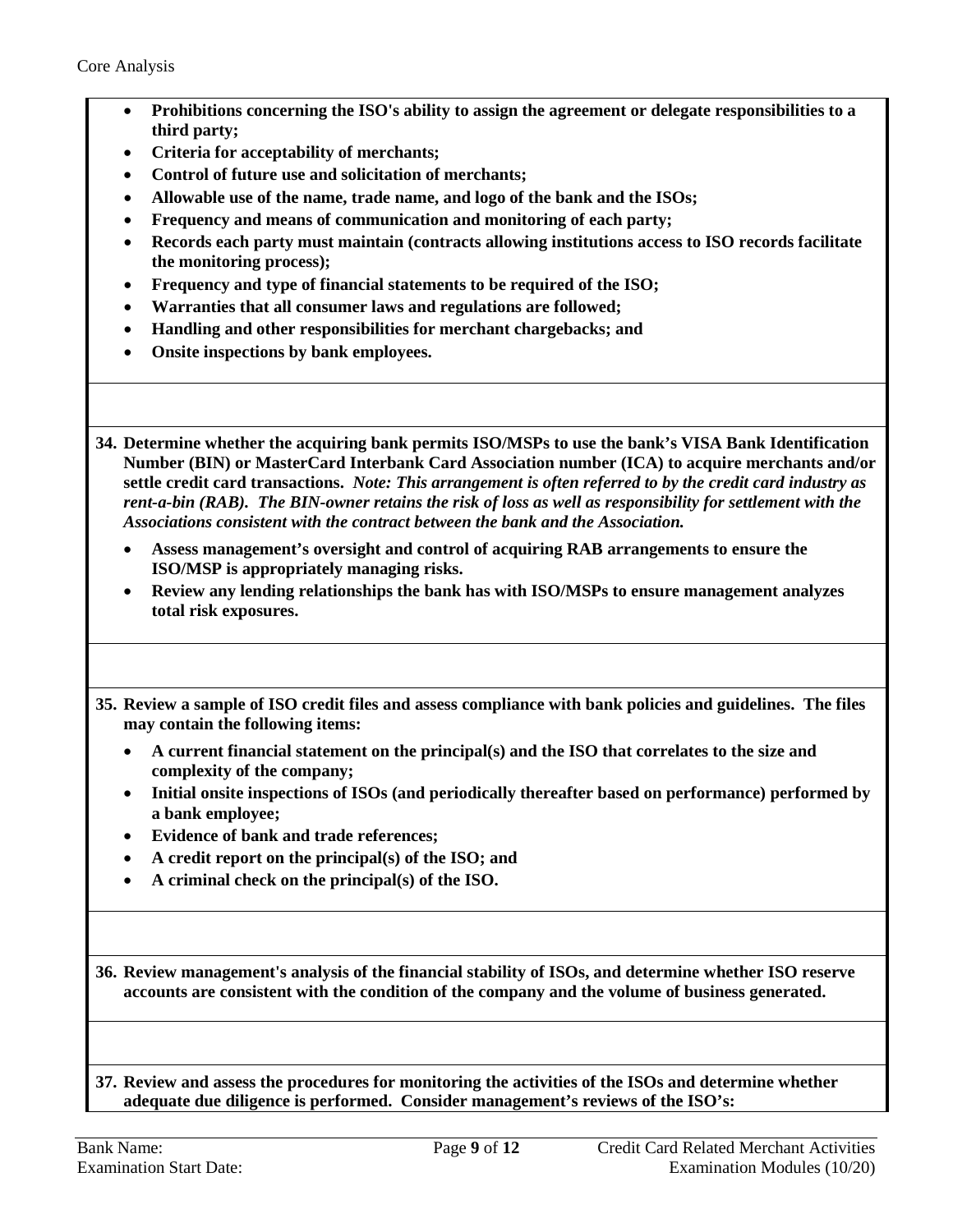- **Prohibitions concerning the ISO's ability to assign the agreement or delegate responsibilities to a third party;**
- **Criteria for acceptability of merchants;**
- **Control of future use and solicitation of merchants;**
- **Allowable use of the name, trade name, and logo of the bank and the ISOs;**
- **Frequency and means of communication and monitoring of each party;**
- **Records each party must maintain (contracts allowing institutions access to ISO records facilitate the monitoring process);**
- **Frequency and type of financial statements to be required of the ISO;**
- **Warranties that all consumer laws and regulations are followed;**
- **Handling and other responsibilities for merchant chargebacks; and**
- **Onsite inspections by bank employees.**

**34. Determine whether the acquiring bank permits ISO/MSPs to use the bank's VISA Bank Identification Number (BIN) or MasterCard Interbank Card Association number (ICA) to acquire merchants and/or settle credit card transactions.** ***Note: This arrangement is often referred to by the credit card industry as rent-a-bin (RAB). The BIN-owner retains the risk of loss as well as responsibility for settlement with the Associations consistent with the contract between the bank and the Association.***

- **Assess management's oversight and control of acquiring RAB arrangements to ensure the ISO/MSP is appropriately managing risks.**
- **Review any lending relationships the bank has with ISO/MSPs to ensure management analyzes total risk exposures.**

**35. Review a sample of ISO credit files and assess compliance with bank policies and guidelines. The files may contain the following items:**

- **A current financial statement on the principal(s) and the ISO that correlates to the size and complexity of the company;**
- **Initial onsite inspections of ISOs (and periodically thereafter based on performance) performed by a bank employee;**
- **Evidence of bank and trade references;**
- **A credit report on the principal(s) of the ISO; and**
- **A criminal check on the principal(s) of the ISO.**

**36. Review management's analysis of the financial stability of ISOs, and determine whether ISO reserve accounts are consistent with the condition of the company and the volume of business generated.**

**37. Review and assess the procedures for monitoring the activities of the ISOs and determine whether adequate due diligence is performed. Consider management's reviews of the ISO's:**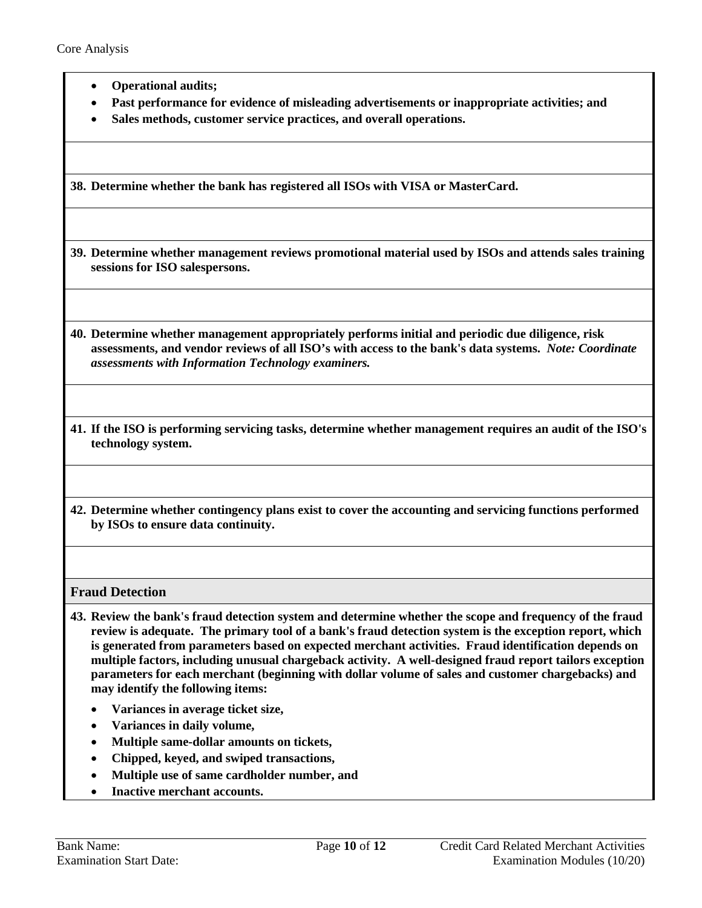- **Operational audits;**
- **Past performance for evidence of misleading advertisements or inappropriate activities; and**
- **Sales methods, customer service practices, and overall operations.**

**38. Determine whether the bank has registered all ISOs with VISA or MasterCard.**

**39. Determine whether management reviews promotional material used by ISOs and attends sales training sessions for ISO salespersons.**

**40. Determine whether management appropriately performs initial and periodic due diligence, risk assessments, and vendor reviews of all ISO's with access to the bank's data systems.** ***Note: Coordinate assessments with Information Technology examiners.***

**41. If the ISO is performing servicing tasks, determine whether management requires an audit of the ISO's technology system.**

**42. Determine whether contingency plans exist to cover the accounting and servicing functions performed by ISOs to ensure data continuity.**

## Fraud Detection

**43. Review the bank's fraud detection system and determine whether the scope and frequency of the fraud review is adequate. The primary tool of a bank's fraud detection system is the exception report, which is generated from parameters based on expected merchant activities. Fraud identification depends on multiple factors, including unusual chargeback activity. A well-designed fraud report tailors exception parameters for each merchant (beginning with dollar volume of sales and customer chargebacks) and may identify the following items:**

- **Variances in average ticket size,**
- **Variances in daily volume,**
- **Multiple same-dollar amounts on tickets,**
- **Chipped, keyed, and swiped transactions,**
- **Multiple use of same cardholder number, and**
- **Inactive merchant accounts.**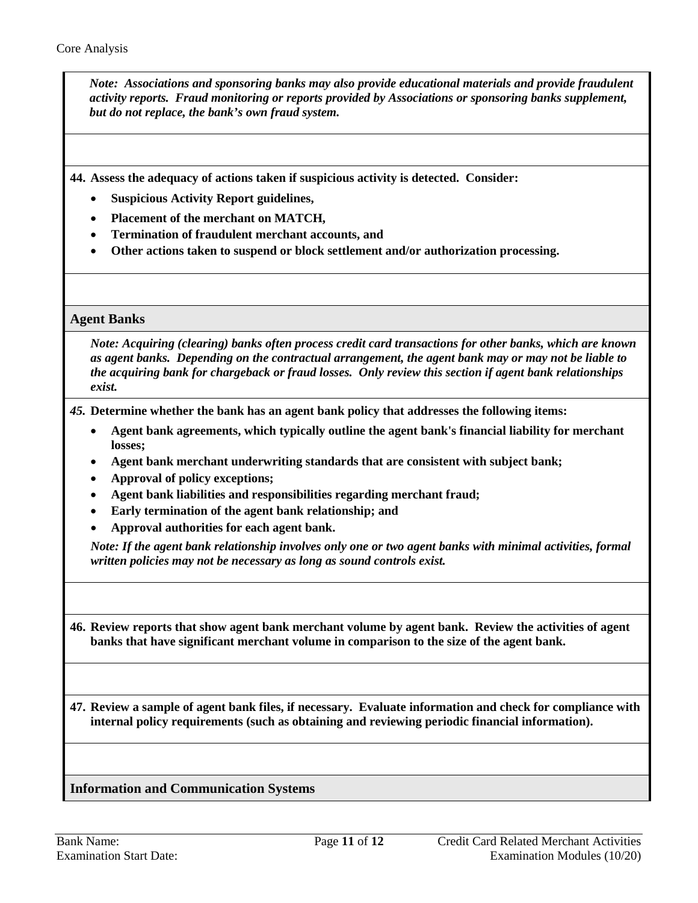*Note: Associations and sponsoring banks may also provide educational materials and provide fraudulent activity reports. Fraud monitoring or reports provided by Associations or sponsoring banks supplement, but do not replace, the bank's own fraud system.*

**44. Assess the adequacy of actions taken if suspicious activity is detected. Consider:**

- **Suspicious Activity Report guidelines,**
- **Placement of the merchant on MATCH,**
- **Termination of fraudulent merchant accounts, and**
- **Other actions taken to suspend or block settlement and/or authorization processing.**

## Agent Banks

*Note: Acquiring (clearing) banks often process credit card transactions for other banks, which are known as agent banks. Depending on the contractual arrangement, the agent bank may or may not be liable to the acquiring bank for chargeback or fraud losses. Only review this section if agent bank relationships exist.*

***45.*** **Determine whether the bank has an agent bank policy that addresses the following items:**

- **Agent bank agreements, which typically outline the agent bank's financial liability for merchant losses;**
- **Agent bank merchant underwriting standards that are consistent with subject bank;**
- **Approval of policy exceptions;**
- **Agent bank liabilities and responsibilities regarding merchant fraud;**
- **Early termination of the agent bank relationship; and**
- **Approval authorities for each agent bank.**

*Note: If the agent bank relationship involves only one or two agent banks with minimal activities, formal written policies may not be necessary as long as sound controls exist.*

**46. Review reports that show agent bank merchant volume by agent bank. Review the activities of agent banks that have significant merchant volume in comparison to the size of the agent bank.**

**47. Review a sample of agent bank files, if necessary. Evaluate information and check for compliance with internal policy requirements (such as obtaining and reviewing periodic financial information).**

## Information and Communication Systems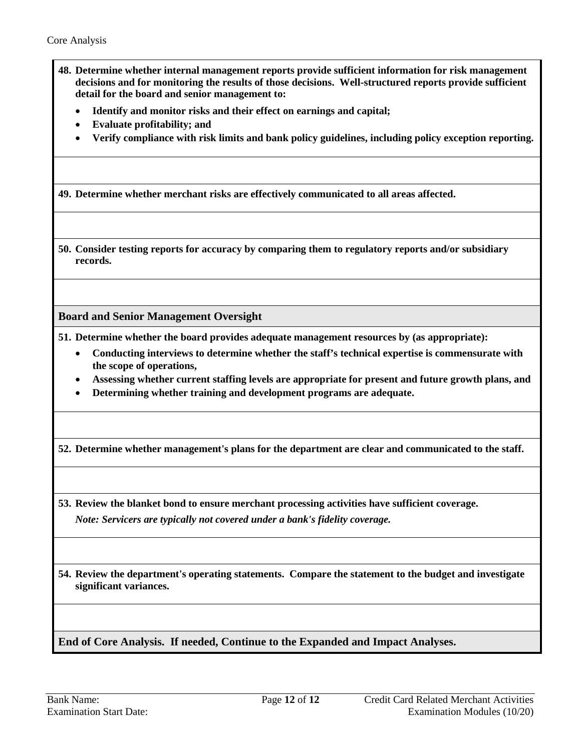**48. Determine whether internal management reports provide sufficient information for risk management decisions and for monitoring the results of those decisions. Well-structured reports provide sufficient detail for the board and senior management to:**

- **Identify and monitor risks and their effect on earnings and capital;**
- **Evaluate profitability; and**
- **Verify compliance with risk limits and bank policy guidelines, including policy exception reporting.**

**49. Determine whether merchant risks are effectively communicated to all areas affected.**

**50. Consider testing reports for accuracy by comparing them to regulatory reports and/or subsidiary records.**

## Board and Senior Management Oversight

**51. Determine whether the board provides adequate management resources by (as appropriate):**

- **Conducting interviews to determine whether the staff's technical expertise is commensurate with the scope of operations,**
- **Assessing whether current staffing levels are appropriate for present and future growth plans, and**
- **Determining whether training and development programs are adequate.**

**52. Determine whether management's plans for the department are clear and communicated to the staff.**

**53. Review the blanket bond to ensure merchant processing activities have sufficient coverage.**

***Note: Servicers are typically not covered under a bank's fidelity coverage.***

**54. Review the department's operating statements. Compare the statement to the budget and investigate significant variances.**

**End of Core Analysis. If needed, Continue to the Expanded and Impact Analyses.**